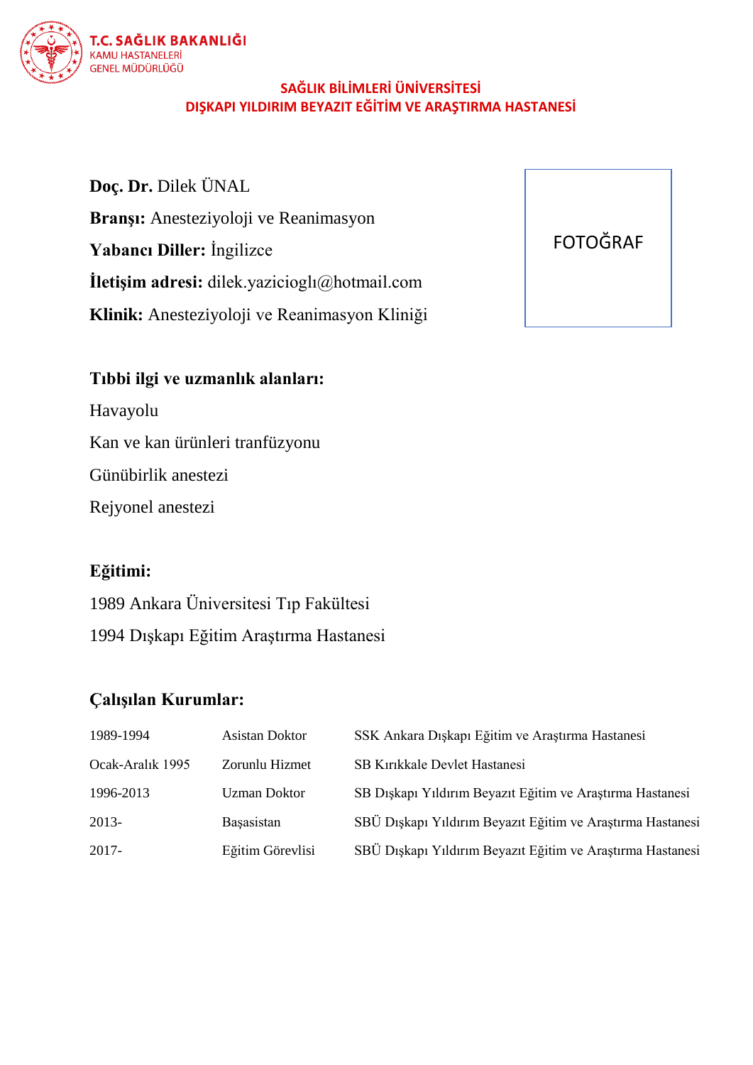**T.C. SAĞLIK BAKANLIĞI**
KAMU HASTANELERİ
GENEL MÜDÜRLÜĞÜ

**SAĞLIK BİLİMLERİ ÜNİVERSİTESİ**
**DIŞKAPI YILDIRIM BEYAZIT EĞİTİM VE ARAŞTIRMA HASTANESİ**

**Doç. Dr.** Dilek ÜNAL

**Branşı:** Anesteziyoloji ve Reanimasyon

**Yabancı Diller:** İngilizce

**İletişim adresi:** dilek.yazicioglı@hotmail.com

**Klinik:** Anesteziyoloji ve Reanimasyon Kliniği

FOTOĞRAF

**Tıbbi ilgi ve uzmanlık alanları:**

Havayolu

Kan ve kan ürünleri tranfüzyonu

Günübirlik anestezi

Rejyonel anestezi

**Eğitimi:**

1989 Ankara Üniversitesi Tıp Fakültesi

1994 Dışkapı Eğitim Araştırma Hastanesi

**Çalışılan Kurumlar:**

| | | |
|---|---|---|
| 1989-1994 | Asistan Doktor | SSK Ankara Dışkapı Eğitim ve Araştırma Hastanesi |
| Ocak-Aralık 1995 | Zorunlu Hizmet | SB Kırıkkale Devlet Hastanesi |
| 1996-2013 | Uzman Doktor | SB Dışkapı Yıldırım Beyazıt Eğitim ve Araştırma Hastanesi |
| 2013- | Başasistan | SBÜ Dışkapı Yıldırım Beyazıt Eğitim ve Araştırma Hastanesi |
| 2017- | Eğitim Görevlisi | SBÜ Dışkapı Yıldırım Beyazıt Eğitim ve Araştırma Hastanesi |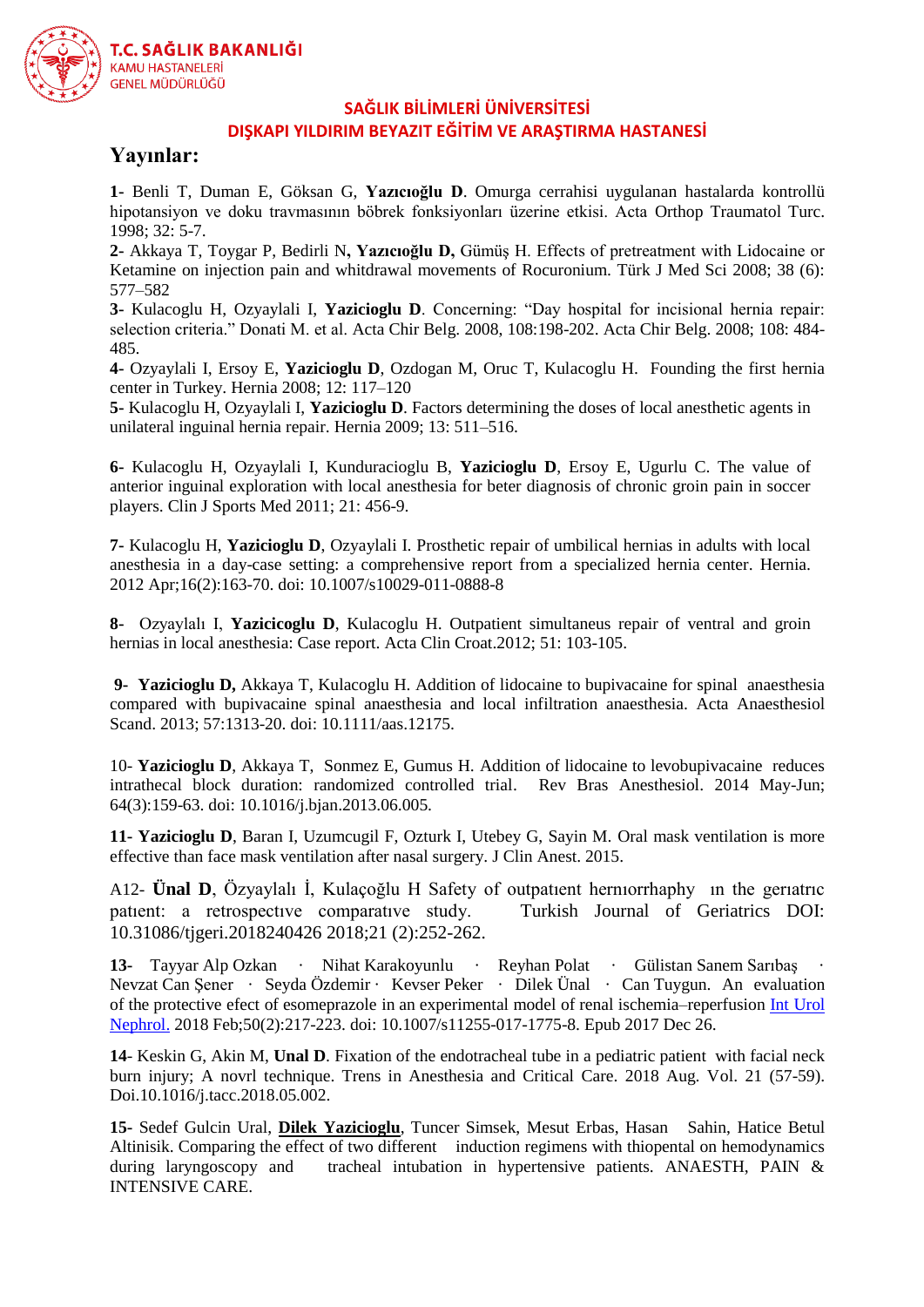**SAĞLIK BİLİMLERİ ÜNİVERSİTESİ**
**DIŞKAPI YILDIRIM BEYAZIT EĞİTİM VE ARAŞTIRMA HASTANESİ**

# Yayınlar:

**1-** Benli T, Duman E, Göksan G, **Yazıcıoğlu D**. Omurga cerrahisi uygulanan hastalarda kontrollü hipotansiyon ve doku travmasının böbrek fonksiyonları üzerine etkisi. Acta Orthop Traumatol Turc. 1998; 32: 5-7.

**2-** Akkaya T, Toygar P, Bedirli N**, Yazıcıoğlu D,** Gümüş H. Effects of pretreatment with Lidocaine or Ketamine on injection pain and whitdrawal movements of Rocuronium. Türk J Med Sci 2008; 38 (6): 577–582

**3-** Kulacoglu H, Ozyaylali I, **Yazicioglu D**. Concerning: "Day hospital for incisional hernia repair: selection criteria." Donati M. et al. Acta Chir Belg. 2008, 108:198-202. Acta Chir Belg. 2008; 108: 484-485.

**4-** Ozyaylali I, Ersoy E, **Yazicioglu D**, Ozdogan M, Oruc T, Kulacoglu H. Founding the first hernia center in Turkey. Hernia 2008; 12: 117–120

**5-** Kulacoglu H, Ozyaylali I, **Yazicioglu D**. Factors determining the doses of local anesthetic agents in unilateral inguinal hernia repair. Hernia 2009; 13: 511–516.

**6-** Kulacoglu H, Ozyaylali I, Kunduracioglu B, **Yazicioglu D**, Ersoy E, Ugurlu C. The value of anterior inguinal exploration with local anesthesia for beter diagnosis of chronic groin pain in soccer players. Clin J Sports Med 2011; 21: 456-9.

**7-** Kulacoglu H, **Yazicioglu D**, Ozyaylali I. Prosthetic repair of umbilical hernias in adults with local anesthesia in a day-case setting: a comprehensive report from a specialized hernia center. Hernia. 2012 Apr;16(2):163-70. doi: 10.1007/s10029-011-0888-8

**8-** Ozyaylalı I, **Yazicicoglu D**, Kulacoglu H. Outpatient simultaneus repair of ventral and groin hernias in local anesthesia: Case report. Acta Clin Croat.2012; 51: 103-105.

**9- Yazicioglu D,** Akkaya T, Kulacoglu H. Addition of lidocaine to bupivacaine for spinal anaesthesia compared with bupivacaine spinal anaesthesia and local infiltration anaesthesia. Acta Anaesthesiol Scand. 2013; 57:1313-20. doi: 10.1111/aas.12175.

10- **Yazicioglu D**, Akkaya T, Sonmez E, Gumus H. Addition of lidocaine to levobupivacaine reduces intrathecal block duration: randomized controlled trial. Rev Bras Anesthesiol. 2014 May-Jun; 64(3):159-63. doi: 10.1016/j.bjan.2013.06.005.

**11**- **Yazicioglu D**, Baran I, Uzumcugil F, Ozturk I, Utebey G, Sayin M. Oral mask ventilation is more effective than face mask ventilation after nasal surgery. J Clin Anest. 2015.

A12- **Ünal D**, Özyaylalı İ, Kulaçoğlu H Safety of outpatıent hernıorrhaphy ın the gerıatrıc patıent: a retrospectıve comparatıve study. Turkish Journal of Geriatrics DOI: 10.31086/tjgeri.2018240426 2018;21 (2):252-262.

**13-** Tayyar Alp Ozkan · Nihat Karakoyunlu · Reyhan Polat · Gülistan Sanem Sarıbaş · Nevzat Can Şener · Seyda Özdemir · Kevser Peker · Dilek Ünal · Can Tuygun. An evaluation of the protective efect of esomeprazole in an experimental model of renal ischemia–reperfusion Int Urol Nephrol. 2018 Feb;50(2):217-223. doi: 10.1007/s11255-017-1775-8. Epub 2017 Dec 26.

**14**- Keskin G, Akin M, **Unal D**. Fixation of the endotracheal tube in a pediatric patient with facial neck burn injury; A novrl technique. Trens in Anesthesia and Critical Care. 2018 Aug. Vol. 21 (57-59). Doi.10.1016/j.tacc.2018.05.002.

**15**- Sedef Gulcin Ural, **Dilek Yazicioglu**, Tuncer Simsek, Mesut Erbas, Hasan Sahin, Hatice Betul Altinisik. Comparing the effect of two different induction regimens with thiopental on hemodynamics during laryngoscopy and tracheal intubation in hypertensive patients. ANAESTH, PAIN & INTENSIVE CARE.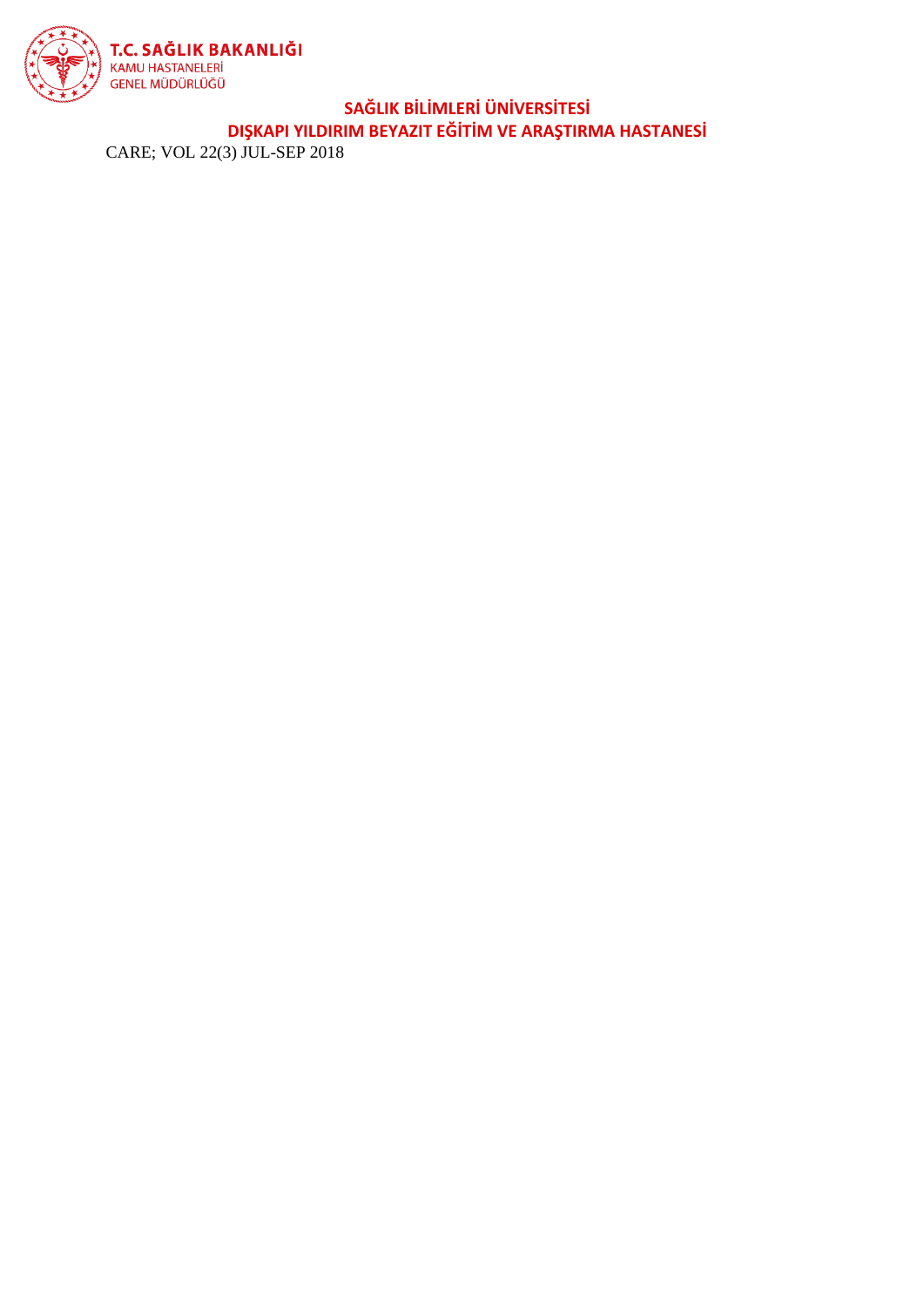CARE; VOL 22(3) JUL-SEP 2018